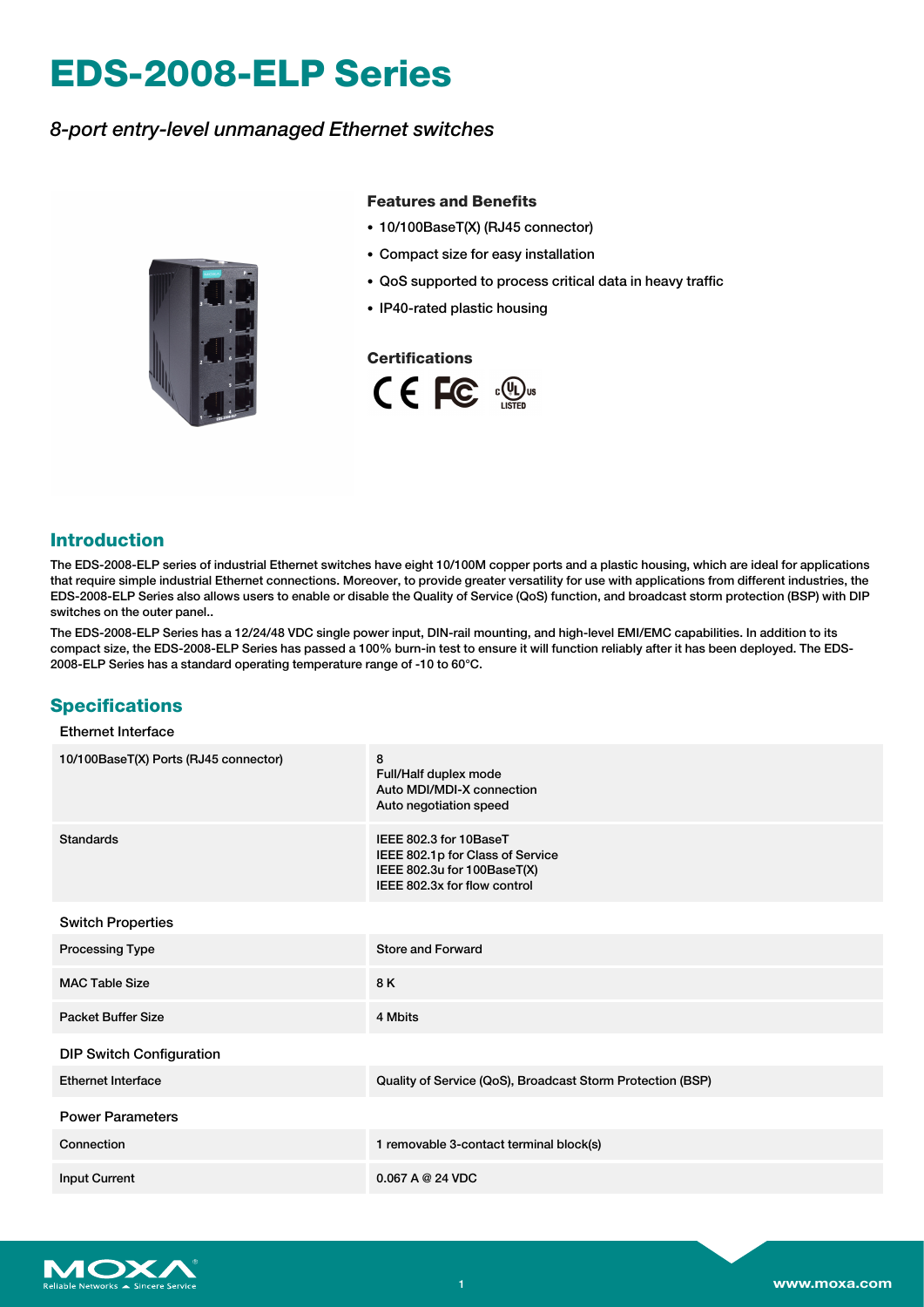# EDS-2008-ELP Series

*8-port entry-level unmanaged Ethernet switches*

### Features and Benefits

- 10/100BaseT(X) (RJ45 connector)
- Compact size for easy installation
- QoS supported to process critical data in heavy traffic
- IP40-rated plastic housing

### Certifications

## Introduction

The EDS-2008-ELP series of industrial Ethernet switches have eight 10/100M copper ports and a plastic housing, which are ideal for applications that require simple industrial Ethernet connections. Moreover, to provide greater versatility for use with applications from different industries, the EDS-2008-ELP Series also allows users to enable or disable the Quality of Service (QoS) function, and broadcast storm protection (BSP) with DIP switches on the outer panel..

The EDS-2008-ELP Series has a 12/24/48 VDC single power input, DIN-rail mounting, and high-level EMI/EMC capabilities. In addition to its compact size, the EDS-2008-ELP Series has passed a 100% burn-in test to ensure it will function reliably after it has been deployed. The EDS-2008-ELP Series has a standard operating temperature range of -10 to 60°C.

## Specifications

### Ethernet Interface

| | |
|---|---|
| 10/100BaseT(X) Ports (RJ45 connector) | 8<br>Full/Half duplex mode<br>Auto MDI/MDI-X connection<br>Auto negotiation speed |
| Standards | IEEE 802.3 for 10BaseT<br>IEEE 802.1p for Class of Service<br>IEEE 802.3u for 100BaseT(X)<br>IEEE 802.3x for flow control |

### Switch Properties

| | |
|---|---|
| Processing Type | Store and Forward |
| MAC Table Size | 8 K |
| Packet Buffer Size | 4 Mbits |

### DIP Switch Configuration

| | |
|---|---|
| Ethernet Interface | Quality of Service (QoS), Broadcast Storm Protection (BSP) |

### Power Parameters

| | |
|---|---|
| Connection | 1 removable 3-contact terminal block(s) |
| Input Current | 0.067 A @ 24 VDC |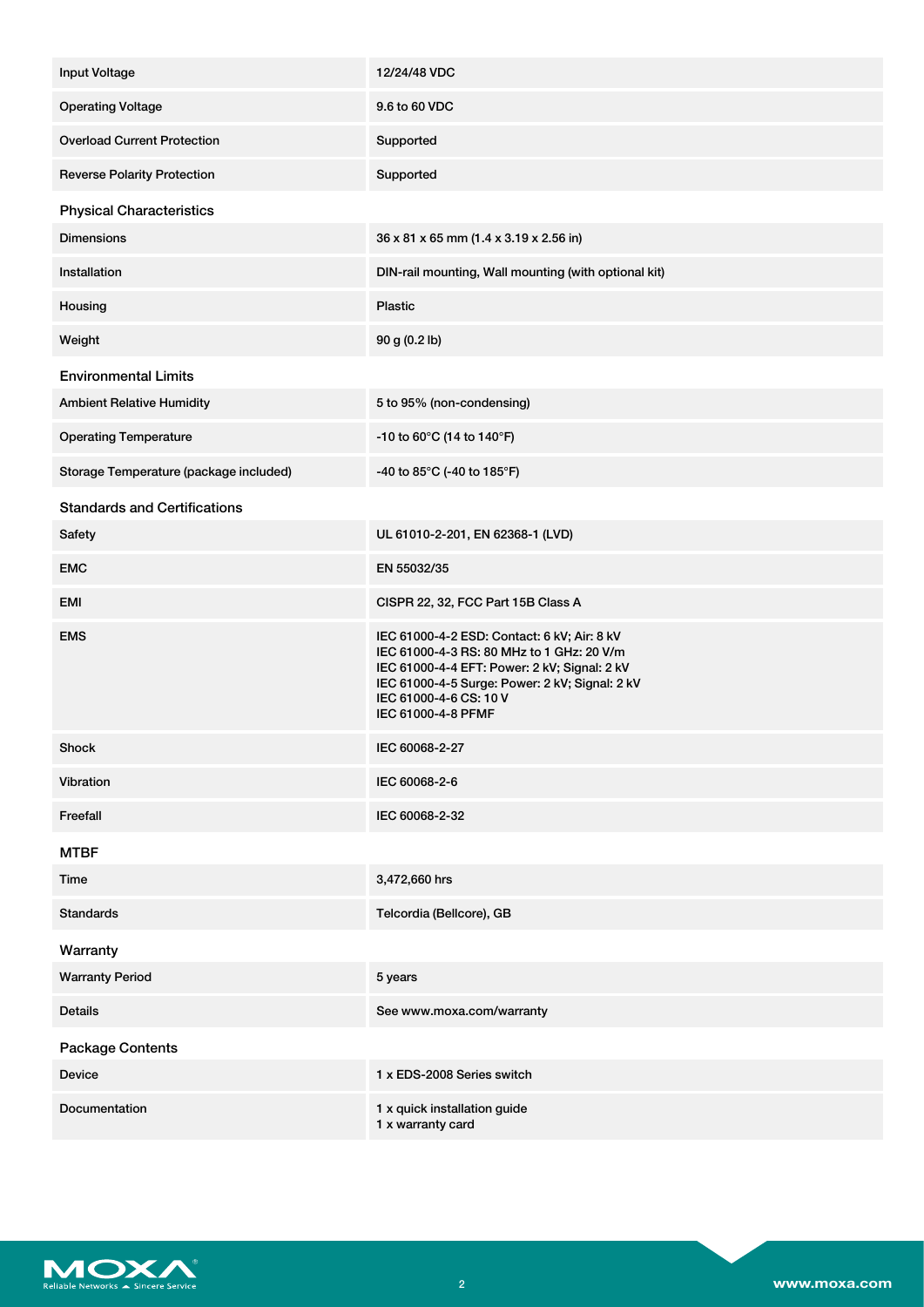| | |
|---|---|
| Input Voltage | 12/24/48 VDC |
| Operating Voltage | 9.6 to 60 VDC |
| Overload Current Protection | Supported |
| Reverse Polarity Protection | Supported |

## Physical Characteristics

| | |
|---|---|
| Dimensions | 36 x 81 x 65 mm (1.4 x 3.19 x 2.56 in) |
| Installation | DIN-rail mounting, Wall mounting (with optional kit) |
| Housing | Plastic |
| Weight | 90 g (0.2 lb) |

## Environmental Limits

| | |
|---|---|
| Ambient Relative Humidity | 5 to 95% (non-condensing) |
| Operating Temperature | -10 to 60°C (14 to 140°F) |
| Storage Temperature (package included) | -40 to 85°C (-40 to 185°F) |

## Standards and Certifications

| | |
|---|---|
| Safety | UL 61010-2-201, EN 62368-1 (LVD) |
| EMC | EN 55032/35 |
| EMI | CISPR 22, 32, FCC Part 15B Class A |
| EMS | IEC 61000-4-2 ESD: Contact: 6 kV; Air: 8 kV<br>IEC 61000-4-3 RS: 80 MHz to 1 GHz: 20 V/m<br>IEC 61000-4-4 EFT: Power: 2 kV; Signal: 2 kV<br>IEC 61000-4-5 Surge: Power: 2 kV; Signal: 2 kV<br>IEC 61000-4-6 CS: 10 V<br>IEC 61000-4-8 PFMF |
| Shock | IEC 60068-2-27 |
| Vibration | IEC 60068-2-6 |
| Freefall | IEC 60068-2-32 |

## MTBF

| | |
|---|---|
| Time | 3,472,660 hrs |
| Standards | Telcordia (Bellcore), GB |

## Warranty

| | |
|---|---|
| Warranty Period | 5 years |
| Details | See www.moxa.com/warranty |

## Package Contents

| | |
|---|---|
| Device | 1 x EDS-2008 Series switch |
| Documentation | 1 x quick installation guide<br>1 x warranty card |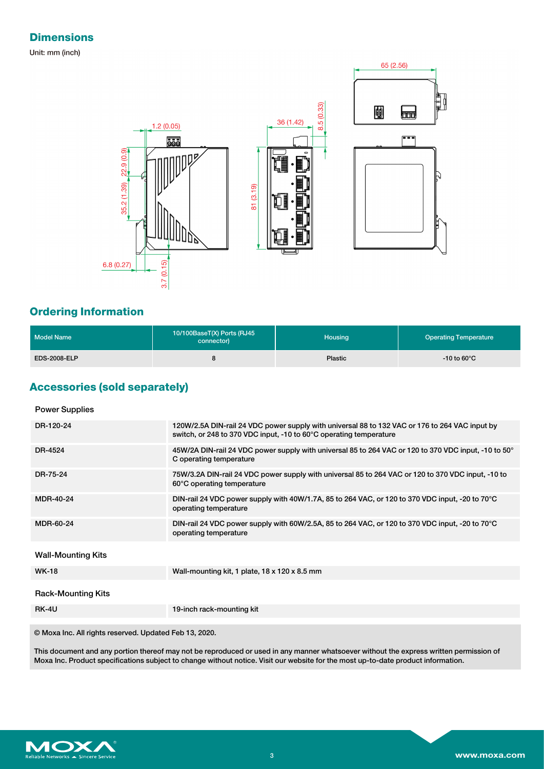## Dimensions

Unit: mm (inch)

65 (2.56)

1.2 (0.05)

36 (1.42)

8.5 (0.33)

22.9 (0.9)

35.2 (1.39)

81 (3.19)

6.8 (0.27)

3.7 (0.15)

## Ordering Information

| Model Name | 10/100BaseT(X) Ports (RJ45 connector) | Housing | Operating Temperature |
|---|---|---|---|
| EDS-2008-ELP | 8 | Plastic | -10 to 60°C |

## Accessories (sold separately)

### Power Supplies

| | |
|---|---|
| DR-120-24 | 120W/2.5A DIN-rail 24 VDC power supply with universal 88 to 132 VAC or 176 to 264 VAC input by switch, or 248 to 370 VDC input, -10 to 60°C operating temperature |
| DR-4524 | 45W/2A DIN-rail 24 VDC power supply with universal 85 to 264 VAC or 120 to 370 VDC input, -10 to 50° C operating temperature |
| DR-75-24 | 75W/3.2A DIN-rail 24 VDC power supply with universal 85 to 264 VAC or 120 to 370 VDC input, -10 to 60°C operating temperature |
| MDR-40-24 | DIN-rail 24 VDC power supply with 40W/1.7A, 85 to 264 VAC, or 120 to 370 VDC input, -20 to 70°C operating temperature |
| MDR-60-24 | DIN-rail 24 VDC power supply with 60W/2.5A, 85 to 264 VAC, or 120 to 370 VDC input, -20 to 70°C operating temperature |

### Wall-Mounting Kits

| | |
|---|---|
| WK-18 | Wall-mounting kit, 1 plate, 18 x 120 x 8.5 mm |

### Rack-Mounting Kits

| | |
|---|---|
| RK-4U | 19-inch rack-mounting kit |

© Moxa Inc. All rights reserved. Updated Feb 13, 2020.

This document and any portion thereof may not be reproduced or used in any manner whatsoever without the express written permission of Moxa Inc. Product specifications subject to change without notice. Visit our website for the most up-to-date product information.